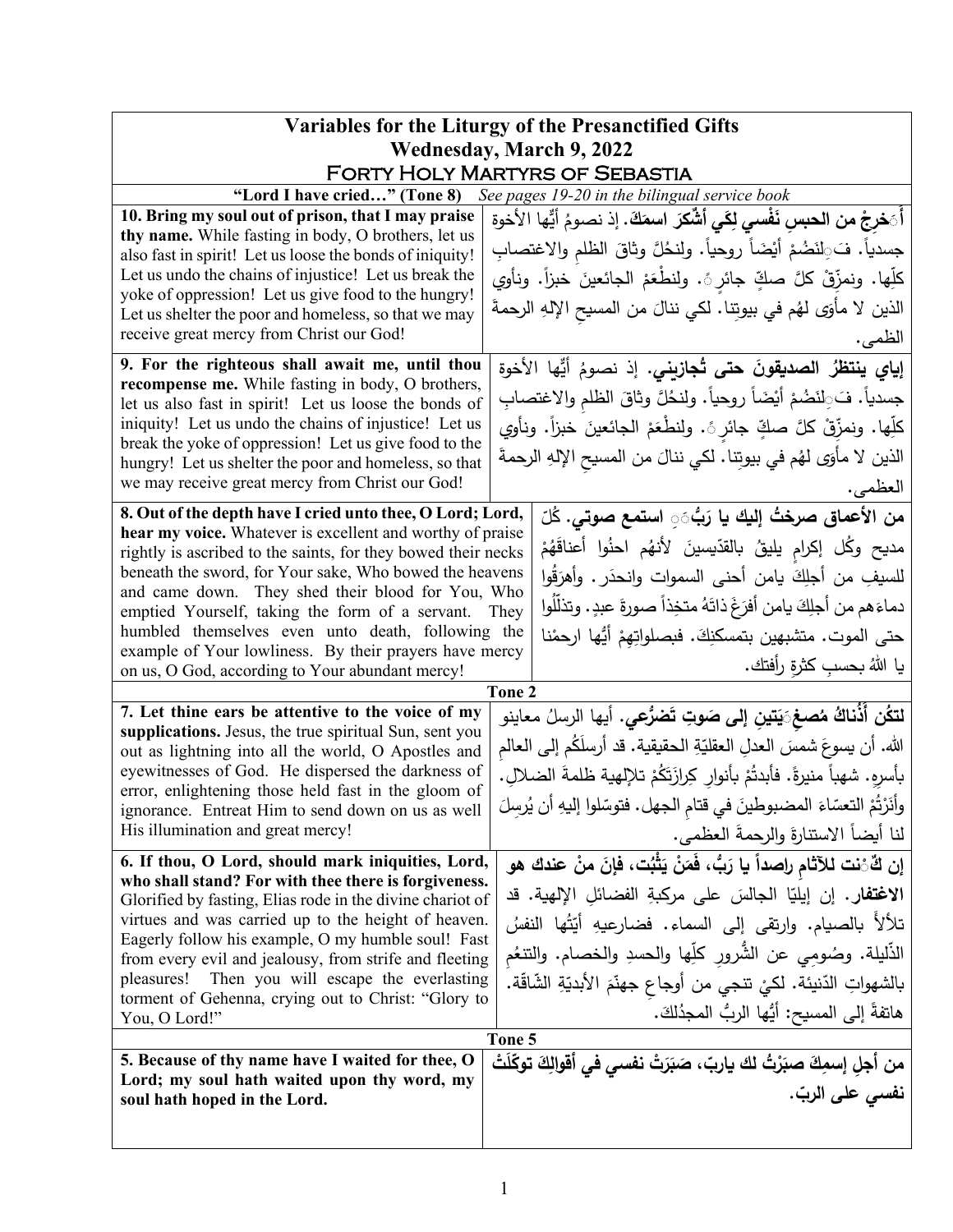# Variables for the Liturgy of the Presanctified Gifts

## Wednesday, March 9, 2022

## Forty Holy Martyrs of Sebastia

| **"Lord I have cried…" (Tone 8)** *See pages 19-20 in the bilingual service book* | |
|---|---|
| **10. Bring my soul out of prison, that I may praise thy name.** While fasting in body, O brothers, let us also fast in spirit! Let us loose the bonds of iniquity! Let us undo the chains of injustice! Let us break the yoke of oppression! Let us give food to the hungry! Let us shelter the poor and homeless, so that we may receive great mercy from Christ our God! | **أَخرِجْ من الحبسِ نَفْسي لِكَي أشْكرَ اسمَكَ.** إذ نصومُ أيُّها الأخوة جسدياً. فَلنَصُمْ أيْضَاً روحياً. ولنحُلَّ وثاقَ الظلمِ والاغتصابِ كلِّها. ونمزّقْ كلَّ صكٍّ جائرٍ. ولنطْعَمْ الجائعينَ خبزاً. ونأوي الذين لا مأوَى لهُم في بيوتِنا. لكي ننالَ من المسيحِ الإلهِ الرحمةَ العظمى. |
| **9. For the righteous shall await me, until thou recompense me.** While fasting in body, O brothers, let us also fast in spirit! Let us loose the bonds of iniquity! Let us undo the chains of injustice! Let us break the yoke of oppression! Let us give food to the hungry! Let us shelter the poor and homeless, so that we may receive great mercy from Christ our God! | **إياي ينتظرُ الصديقونَ حتى تُجازيني.** إذ نصومُ أيُّها الأخوة جسدياً. فَلنَصُمْ أيْضَاً روحياً. ولنحُلَّ وثاقَ الظلمِ والاغتصابِ كلِّها. ونمزّقْ كلَّ صكٍّ جائرٍ. ولنطْعَمْ الجائعينَ خبزاً. ونأوي الذين لا مأوَى لهُم في بيوتِنا. لكي ننالَ من المسيحِ الإلهِ الرحمةَ العظمى. |
| **8. Out of the depth have I cried unto thee, O Lord; Lord, hear my voice.** Whatever is excellent and worthy of praise rightly is ascribed to the saints, for they bowed their necks beneath the sword, for Your sake, Who bowed the heavens and came down. They shed their blood for You, Who emptied Yourself, taking the form of a servant. They humbled themselves even unto death, following the example of Your lowliness. By their prayers have mercy on us, O God, according to Your abundant mercy! | **من الأعماق صرختُ إليك يا ربُّ يا ربُّ استمع صوتي.** كُلّ مديح وكُل إكرام يليقُ بالقدّيسينَ لأنهُم احنُوا أعناقَهُمْ للسيفِ من أجلِكَ يامن أحنى السموات وانحدَر. وأهرَقُوا دماءَهم من أجلِكَ يامن أفرَغَ ذاتهُ متخِذاً صورةَ عبدٍ. وتذلّلوا حتى الموت. متشبهين بتمسكنِكَ. فبصلواتِهِمْ أيُها ارحمْنا يا اللهُ بحسبِ كثرةِ رأفتك. |
| **Tone 2** | |
| **7. Let thine ears be attentive to the voice of my supplications.** Jesus, the true spiritual Sun, sent you out as lightning into all the world, O Apostles and eyewitnesses of God. He dispersed the darkness of error, enlightening those held fast in the gloom of ignorance. Entreat Him to send down on us as well His illumination and great mercy! | **لتكُن أُذُناكُ مُصغِيَتينِ إلى صَوتِ تَضرُّعي.** أيها الرسلُ معاينو الله. أن يسوعَ شمسَ العدلِ العقليّةِ الحقيقية. قد أرسلَكُم إلى العالمِ بأسرِهِ. شهباً منيرةً. فأبدتُمْ بأنوارِ كِرازَتَكُمْ تلإلهية ظلمةَ الضلالِ. وأنَرْتُمْ التعسّاءَ المضبوطينَ في قتامِ الجهل. فتوسّلوا إليهِ أن يُرسِلَ لنا أيضاً الاستنارةَ والرحمةَ العظمى. |
| **6. If thou, O Lord, should mark iniquities, Lord, who shall stand? For with thee there is forgiveness.** Glorified by fasting, Elias rode in the divine chariot of virtues and was carried up to the height of heaven. Eagerly follow his example, O my humble soul! Fast from every evil and jealousy, from strife and fleeting pleasures! Then you will escape the everlasting torment of Gehenna, crying out to Christ: "Glory to You, O Lord!" | **إن كُنْت للآثامِ راصداً يا رَبُّ، فَمَنْ يَثْبُت، فإنَ منْ عندك هو الاغتفار.** إن إيليّا الجالسَ على مركبةِ الفضائلِ الإلهية. قد تلألأ بالصيام. وارتقى إلى السماء. فضارعيهِ أيَّتُها النفسُ الذّليلة. وصُومِي عن الشُّرورِ كلِّها والحسدِ والخصام. والتنعُم بالشهواتِ الدّنيئة. لكيْ تنجي من أوجاعِ جهنّمَ الأبديّةِ الشّاقّة. هاتفةً إلى المسيح: أيُّها الربُّ المجدُلكَ. |
| **Tone 5** | |
| **5. Because of thy name have I waited for thee, O Lord; my soul hath waited upon thy word, my soul hath hoped in the Lord.** | **من أجلِ إسمِكَ صبَرْتُ لك ياربّ، صَبَرَتْ نفسي في أقوالِكَ توكّلَتْ نفسي على الربّ.** |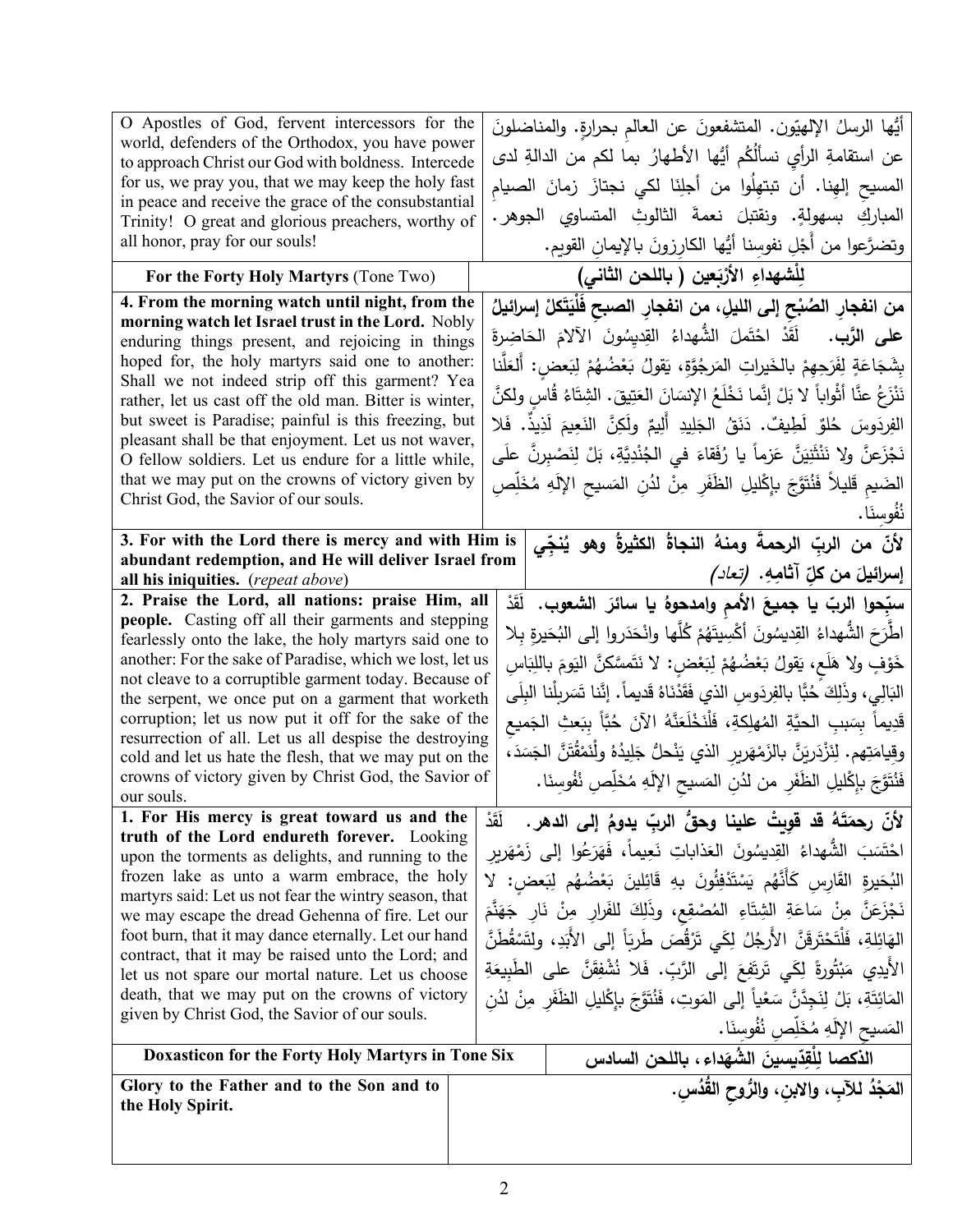| | |
|---|---|
| O Apostles of God, fervent intercessors for the world, defenders of the Orthodox, you have power to approach Christ our God with boldness. Intercede for us, we pray you, that we may keep the holy fast in peace and receive the grace of the consubstantial Trinity! O great and glorious preachers, worthy of all honor, pray for our souls! | أيُّها الرسلُ الإلهيّون. المتشفعونَ عن العالمِ بحرارةٍ. والمناضلونَ عن استقامةِ الرأيِ نسألُكُم أيُّها الأطهارُ بما لكم من الدالةِ لدى المسيحِ إلهِنا. أن تبتهِلُوا من أجلِنا لكي نجتازَ زمانَ الصيامِ المباركِ بسهولةٍ. ونقتبلَ نعمةَ الثالوثِ المتساوي الجوهر. وتضرَّعوا من أَجْلِ نفوسِنا أيُّها الكارزونَ بالإيمانِ القويم. |
| **For the Forty Holy Martyrs** (Tone Two) | **لِلْشهداءِ الأرْبَعين ( باللحن الثاني)** |
| **4. From the morning watch until night, from the morning watch let Israel trust in the Lord.** Nobly enduring things present, and rejoicing in things hoped for, the holy martyrs said one to another: Shall we not indeed strip off this garment? Yea rather, let us cast off the old man. Bitter is winter, but sweet is Paradise; painful is this freezing, but pleasant shall be that enjoyment. Let us not waver, O fellow soldiers. Let us endure for a little while, that we may put on the crowns of victory given by Christ God, the Savior of our souls. | **من انفجارِ الصُبْحِ إلى الليلِ، من انفجارِ الصبحِ فَلْيَتَّكِلْ إسرائيلُ على الرَّب.** لَقَدْ احْتَمَلَ الشُّهداءُ القِدِيسُونَ الآلامَ الحَاضِرةَ بِشَجَاعَةٍ لِفَرَحِهِمْ بالخَيراتِ المَرجُوَّةِ، يَقولُ بَعْضُهُمْ لِبَعضٍ: أَلَعَلَّنا نَنْزَعُ عنَّا أَثْوَاباً لا بَلْ إنَّما نَخْلَعُ الإنسانَ العَتِيقَ. الشِتَاءُ قَاسٍ ولكنَّ الفِردَوسَ حُلوٌ لَطِيفٌ. دَنَقُ الجَلِيدِ أَليمٌ ولَكِنَّ النَعِيمَ لَذِيذٌ. فَلا نَجْزَعَنَّ ولا نَنْثَنِيَنَّ عَزماً يا رُفَقاءَ في الجُنْدِيَّةِ، بَلْ لِنَصْبِرنَّ علَى الضَيمِ قَليلاً فَنُتَوَّجَ بِإكْلِيلِ الظَفَرِ مِنْ لدُنِ المَسيحِ الإلَهِ مُخَلِّصِ نُفُوسِنَا. |
| **3. For with the Lord there is mercy and with Him is abundant redemption, and He will deliver Israel from all his iniquities.** (*repeat above*) | **لأنَّ من الربِّ الرحمةَ ومنهُ النجاةُ الكثيرةُ وهو يُنجّي إسرائيلَ من كلِّ آثامِهِ.** *(تعاد)* |
| **2. Praise the Lord, all nations: praise Him, all people.** Casting off all their garments and stepping fearlessly onto the lake, the holy martyrs said one to another: For the sake of Paradise, which we lost, let us not cleave to a corruptible garment today. Because of the serpent, we once put on a garment that worketh corruption; let us now put it off for the sake of the resurrection of all. Let us all despise the destroying cold and let us hate the flesh, that we may put on the crowns of victory given by Christ God, the Savior of our souls. | **سبّحوا الربّ يا جميعَ الأممِ وامدحوهُ يا سائرَ الشعوب.** لَقَدْ اطَّرَحَ الشُّهداءُ القِديسُونَ أَكْسِيَتَهُمْ كُلَّها وانْحَدَروا إلى البُحَيرةِ بِلا خَوْفٍ ولا هَلَعٍ، يَقولُ بَعْضُهُمْ لِبَعْضٍ: لا نَتَمَسَّكَنَّ اليَومَ باللِبَاسِ البَالي، وذَلِكَ حُبّاً بالفِردَوسِ الذي فَقَدْنَاهُ قَديماً. إنَّا تَسَربلْنا البِلَى قَديماً بِسَببِ الحيَّةِ المُهلِكةِ، فَلْنَخْلَعَنَّهُ الآنَ حُبَّاً بِبَعثِ الجَميعِ وقِيامَتِهِم. لِنَزْدَرِيَنَّ بالزَمْهَرِيرِ الذي يَنْحلُ جَليدُهُ ولْنَمْقُتَنَّ الجَسَدَ، فَنُتَوَّجَ بِإكْليلِ الظفَرِ من لدُنِ المَسيحِ الإلَهِ مُخَلِّصِ نُفُوسِنَا. |
| **1. For His mercy is great toward us and the truth of the Lord endureth forever.** Looking upon the torments as delights, and running to the frozen lake as unto a warm embrace, the holy martyrs said: Let us not fear the wintry season, that we may escape the dread Gehenna of fire. Let our foot burn, that it may dance eternally. Let our hand contract, that it may be raised unto the Lord; and let us not spare our mortal nature. Let us choose death, that we may put on the crowns of victory given by Christ God, the Savior of our souls. | **لأنَّ رحمَتَهُ قد قويتْ علينا وحقُّ الربِّ يدومُ إلى الدهر.** لَقَدْ احْتَسَبَ الشُّهداءُ القِديسُونَ العَذاباتِ نَعِيماً، فَهَرَعُوا إلى زَمْهَرِيرِ البُحَيرةِ القَارِسِ كَأَنَّهُم يَسْتَدْفِئُونَ بِهِ قَائِلِينَ بَعْضُهُم لِبَعضٍ: لا نَجْزَعَنَّ مِنْ سَاعَةِ الشِتَاءِ المُصْقِعِ، وذَلِكَ للفِرارِ مِنْ نَارِ جَهَنَّمَ الهَائِلةِ، فَلْتَحْتَرِقَنَّ الأرجُلُ لِكَي تَرْقُصَ طَرَباً إلى الأَبَدِ، ولتَسْقُطَنَّ الأَيدِي مَبْتُورةً لِكَي تَرتَفِعَ إلى الرَّبِّ. فَلا نُشْفِقَنَّ على الطَبِيعَةِ المَائِتَةِ، بَلْ لِنَجِدَّنَّ سَعْياً إلى المَوتِ، فَنُتَوَّجَ بِإكْلِيلِ الظَفَرِ مِنْ لدُنِ المَسيحِ الإلَهِ مُخَلِّصِ نُفُوسِنَا. |
| **Doxasticon for the Forty Holy Martyrs in Tone Six** | **الذكصا لِلْقِدّيسينَ الشُّهَداء، باللحن السادس** |
| **Glory to the Father and to the Son and to the Holy Spirit.** | **المَجْدُ للآبِ، والابنِ، والرُّوحِ القُدُس.** |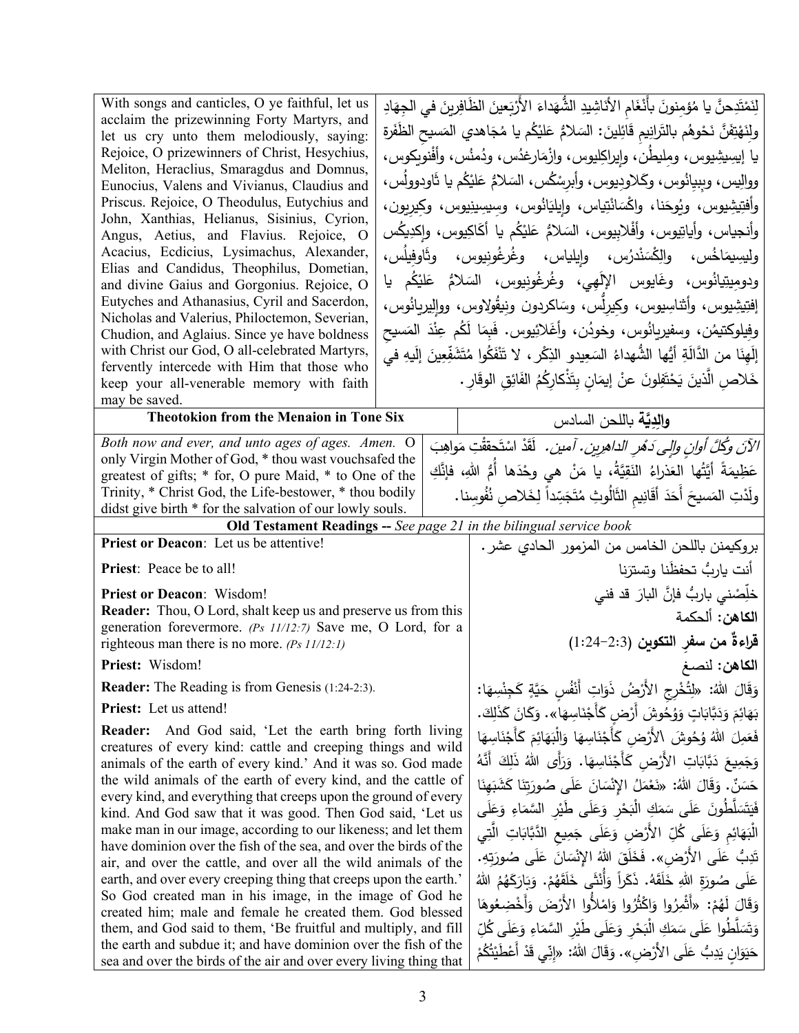| | |
|---|---|
| With songs and canticles, O ye faithful, let us acclaim the prizewinning Forty Martyrs, and let us cry unto them melodiously, saying: Rejoice, O prizewinners of Christ, Hesychius, Meliton, Heraclius, Smaragdus and Domnus, Eunocius, Valens and Vivianus, Claudius and Priscus. Rejoice, O Theodulus, Eutychius and John, Xanthias, Helianus, Sisinius, Cyrion, Angus, Aetius, and Flavius. Rejoice, O Acacius, Ecdicius, Lysimachus, Alexander, Elias and Candidus, Theophilus, Dometian, and divine Gaius and Gorgonius. Rejoice, O Eutyches and Athanasius, Cyril and Sacerdon, Nicholas and Valerius, Philoctemon, Severian, Chudion, and Aglaius. Since ye have boldness with Christ our God, O all-celebrated Martyrs, fervently intercede with Him that those who keep your all-venerable memory with faith may be saved. | لِنَمْتَدِحَنَّ يا مُؤمِنونَ بِأَنْغَامِ الأَناشيدِ الشُّهَداءَ الأَرْبَعينَ الظَافِرينَ في الجِهَادِ ولِنَهْتِفَنَّ نَحْوَهُم بالتَرانيمِ قَائِلينَ: السَلامُ عَلَيْكُم يا مُجَاهدي المَسيحِ الظَفَرَة يا إيسيشِيوس، ومِليطُن، وإيراكِليوس، وازْمَارغدُس، ودُمنُس، وأَفْنويكوس، ووالِيس، وبِبِيانُوس، وكَلاودِيوس، وأبرِسْكُس، السَلامُ عَلَيْكُم يا ثَاودوولُس، وأُفتِيشِيوس، ويُوحَنا، واكْسَانْثِياس، وإيلِيَانُوس، وسِيسِينيوس، وكيريون، وأنجياس، وأياتِيوس، وأفْلابِيوس، السَلامُ عَلَيْكُم يا أكَاكِيوس، وإكدِيكُس وليسِيمَاخُس، والِكْسَنْدرُس، وإيلياس، وغُرغُونيوس، وثَاوفِيلُس، ودومِيتِيانُوس، وغَايوس الإلَهِي، وغُرغُونيوس، السَلامُ عَلَيْكُم يا إفتِيشِيوس، وأثناسِيوس، وكِيرِلُّس، وسَاكِردون ونيقُولاوس، ووالِيريانُوس، وفِيلوكتيمُن، وسفيريانُوس، وخودُن، وأغَلائِيوس. فَبِمَا لَكُم عِنْدَ المَسيحِ إلَهِنا من الدَّالَّةِ أَيُّها الشُّهداءُ السَعِيدو الذِكْرِ، لا تَنْفَكُوا مُتَشَفِّعِينَ إلَيهِ في خَلاصِ الَّذينَ يَحْتَفِلونَ عنْ إيمَانٍ بِتَذْكارِكُمُ الفَائِقِ الوقَارِ. |
| **Theotokion from the Menaion in Tone Six** | **والدِيَّة** باللحن السادس |
| *Both now and ever, and unto ages of ages. Amen.* O only Virgin Mother of God, * thou wast vouchsafed the greatest of gifts; * for, O pure Maid, * to One of the Trinity, * Christ God, the Life-bestower, * thou bodily didst give birth * for the salvation of our lowly souls. | *الآنَ وكُلَّ أوانٍ وإلى دَهْرِ الداهرين. آمين.* لَقَدْ اسْتَحقَقْتِ مَواهِبَ عَظيمَةً أيَّتُها العَذْراءُ النَقِيَّةُ، يا مَنْ هي وحْدَها أُمُّ اللهِ، فإنَّكِ ولَدْتِ المَسيحَ أَحَدَ أقَانِيمِ الثَالُوثِ مُتَجَسِّداً لِخَلاصِ نُفُوسنا. |

**Old Testament Readings --** *See page 21 in the bilingual service book*

| | |
|---|---|
| **Priest or Deacon**: Let us be attentive! | بروكيمنن باللحن الخامس من المزمور الحادي عشر. |
| **Priest**: Peace be to all! | أنت ياربُّ تحفظُنا وتسترنا |
| **Priest or Deacon**: Wisdom!<br>**Reader:** Thou, O Lord, shalt keep us and preserve us from this generation forevermore. *(Ps 11/12:7)* Save me, O Lord, for a righteous man there is no more. *(Ps 11/12:1)* | خلِّصْني ياربُّ فإنَّ البارَ قد فني<br>**الكاهن:** ألحكمة |
| **Priest:** Wisdom! | **قراءةٌ من سفرِ التكوين** (1:24–2:3) |
| **Reader:** The Reading is from Genesis (1:24-2:3). | **الكاهن:** لنصغ |
| **Priest:** Let us attend! | |
| **Reader:** And God said, 'Let the earth bring forth living creatures of every kind: cattle and creeping things and wild animals of the earth of every kind.' And it was so. God made the wild animals of the earth of every kind, and the cattle of every kind, and everything that creeps upon the ground of every kind. And God saw that it was good. Then God said, 'Let us make man in our image, according to our likeness; and let them have dominion over the fish of the sea, and over the birds of the air, and over the cattle, and over all the wild animals of the earth, and over every creeping thing that creeps upon the earth.' So God created man in his image, in the image of God he created him; male and female he created them. God blessed them, and God said to them, 'Be fruitful and multiply, and fill the earth and subdue it; and have dominion over the fish of the sea and over the birds of the air and over every living thing that | وَقَالَ اللهُ: «لِتُخْرِجِ الأَرْضُ ذَوَاتِ أَنْفُسٍ حَيَّةٍ كَجِنْسِهَا: بَهَائِمَ وَدَبَّابَاتٍ وَوُحُوشَ أَرْضٍ كَأَجْنَاسِهَا». وَكَانَ كَذلِكَ. فَعَمِلَ اللهُ وُحُوشَ الأَرْضِ كَأَجْنَاسِهَا وَالْبَهَائِمَ كَأَجْنَاسِهَا وَجَمِيعَ دَبَّابَاتِ الأَرْضِ كَأَجْنَاسِهَا. وَرَأَى اللهُ ذلِكَ أَنَّهُ حَسَنٌ. وَقَالَ اللهُ: «نَعْمَلُ الإِنْسَانَ عَلَى صُورَتِنَا كَشَبَهِنَا فَيَتَسَلَّطُونَ عَلَى سَمَكِ الْبَحْرِ وَعَلَى طَيْرِ السَّمَاءِ وَعَلَى الْبَهَائِمِ وَعَلَى كُلِّ الأَرْضِ وَعَلَى جَمِيعِ الدَّبَّابَاتِ الَّتِي تَدِبُّ عَلَى الأَرْضِ». فَخَلَقَ اللهُ الإِنْسَانَ عَلَى صُورَتِهِ. عَلَى صُورَةِ اللهِ خَلَقَهُ. ذَكَراً وَأُنْثَى خَلَقَهُمْ. وَبَارَكَهُمُ اللهُ وَقَالَ لَهُمْ: «أَثْمِرُوا وَاكْثُرُوا وَامْلأُوا الأَرْضَ وَأَخْضِعُوهَا وَتَسَلَّطُوا عَلَى سَمَكِ الْبَحْرِ وَعَلَى طَيْرِ السَّمَاءِ وَعَلَى كُلِّ حَيَوَانٍ يَدِبُّ عَلَى الأَرْضِ». وَقَالَ اللهُ: «إِنِّي قَدْ أَعْطَيْتُكُمْ |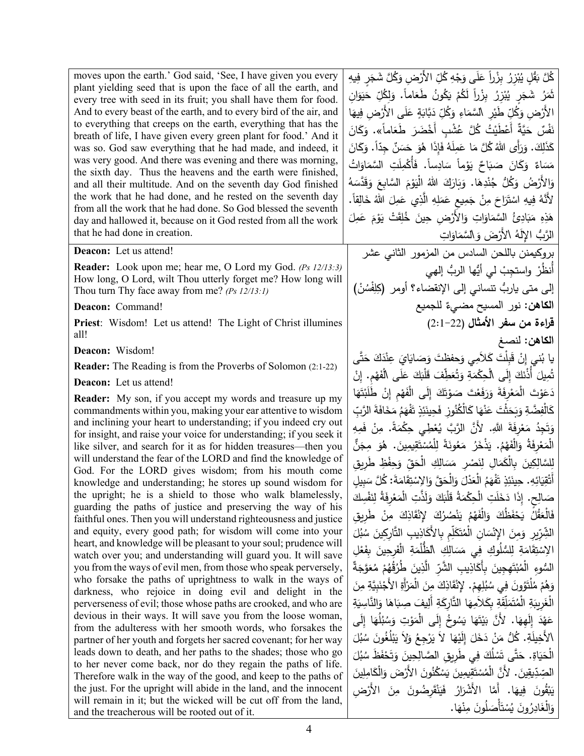moves upon the earth.' God said, 'See, I have given you every plant yielding seed that is upon the face of all the earth, and every tree with seed in its fruit; you shall have them for food. And to every beast of the earth, and to every bird of the air, and to everything that creeps on the earth, everything that has the breath of life, I have given every green plant for food.' And it was so. God saw everything that he had made, and indeed, it was very good. And there was evening and there was morning, the sixth day. Thus the heavens and the earth were finished, and all their multitude. And on the seventh day God finished the work that he had done, and he rested on the seventh day from all the work that he had done. So God blessed the seventh day and hallowed it, because on it God rested from all the work that he had done in creation.

كُلَّ بَقْلٍ يُبْزِرُ بِزْراً عَلَى وَجْهِ كُلِّ الأَرْضِ وَكُلَّ شَجَرٍ فِيهِ ثَمَرُ شَجَرٍ يُبْزِرُ بِزْراً لَكُمْ يَكُونُ طَعَاماً. وَلِكُلِّ حَيَوَانِ الأَرْضِ وَكُلِّ طَيْرِ السَّمَاءِ وَكُلِّ دَبَّابَةٍ عَلَى الأَرْضِ فِيهَا نَفْسٌ حَيَّةٌ أَعْطَيْتُ كُلَّ عُشْبٍ أَخْضَرَ طَعَاماً». وَكَانَ كَذَلِكَ. وَرَأَى اللهُ كُلَّ مَا عَمِلَهُ فَإِذَا هُوَ حَسَنٌ جِدّاً. وَكَانَ مَسَاءٌ وَكَانَ صَبَاحٌ يَوْماً سَادِساً. فَأُكْمِلَتِ السَّمَاوَاتُ وَالأَرْضُ وَكُلُّ جُنْدِهَا. وَبَارَكَ اللهُ الْيَوْمَ السَّابِعَ وَقَدَّسَهُ لأَنَّهُ فِيهِ اسْتَرَاحَ مِنْ جَمِيعِ عَمَلِهِ الَّذِي عَمِلَ اللهُ خَالِقاً. هَذِهِ مَبَادِئُ السَّمَاوَاتِ وَالأَرْضِ حِينَ خُلِقَتْ يَوْمَ عَمِلَ الرَّبُّ الإِلَهُ الأَرْضَ وَالسَّمَاوَاتِ

**Deacon:** Let us attend!

**Reader:** Look upon me; hear me, O Lord my God. *(Ps 12/13:3)* How long, O Lord, wilt Thou utterly forget me? How long will Thou turn Thy face away from me? *(Ps 12/13:1)*

**Deacon:** Command!

**Priest**: Wisdom! Let us attend! The Light of Christ illumines all!

**Deacon:** Wisdom!

**Reader:** The Reading is from the Proverbs of Solomon (2:1-22)

**Deacon:** Let us attend!

**Reader:** My son, if you accept my words and treasure up my commandments within you, making your ear attentive to wisdom and inclining your heart to understanding; if you indeed cry out for insight, and raise your voice for understanding; if you seek it like silver, and search for it as for hidden treasures—then you will understand the fear of the LORD and find the knowledge of God. For the LORD gives wisdom; from his mouth come knowledge and understanding; he stores up sound wisdom for the upright; he is a shield to those who walk blamelessly, guarding the paths of justice and preserving the way of his faithful ones. Then you will understand righteousness and justice and equity, every good path; for wisdom will come into your heart, and knowledge will be pleasant to your soul; prudence will watch over you; and understanding will guard you. It will save you from the ways of evil men, from those who speak perversely, who forsake the paths of uprightness to walk in the ways of darkness, who rejoice in doing evil and delight in the perverseness of evil; those whose paths are crooked, and who are devious in their ways. It will save you from the loose woman, from the adulteress with her smooth words, who forsakes the partner of her youth and forgets her sacred covenant; for her way leads down to death, and her paths to the shades; those who go to her never come back, nor do they regain the paths of life. Therefore walk in the way of the good, and keep to the paths of the just. For the upright will abide in the land, and the innocent will remain in it; but the wicked will be cut off from the land, and the treacherous will be rooted out of it.

بروكيمنن باللحن السادس من المزمور الثاني عشر

أُنظُرْ واستجِبْ لي أيُّها الربُّ إلهي

إلى متى ياربُّ تنساني إلى الإنقضاء؟ أومر (كِلِفْسُنْ)

**الكاهن:** نور المسيح مضيءٌ للجميع

**قراءة من سفر الأمثال** (2:1-22)

**الكاهن:** لنصغ

يا بُنيِ إِنْ قَبِلْتَ كَلاَمِي وَحفظتَ وَصَايَايَ عِنْدَكَ حَتَّى تُمِيلَ أُذْنَكَ إِلَى الْحِكْمَةِ وَتُعَطِّفَ قَلْبَكَ عَلَى الْفَهْمِ. إِنْ دَعَوْتَ الْمَعْرِفَةَ وَرَفَعْتَ صَوْتَكَ إِلَى الْفَهْمِ إِنْ طَلَبْتَهَا كَالْفِضَّةِ وَبَحَثْتَ عَنْهَا كَالْكُنُوزِ فَحِينَئِذٍ تَفْهَمُ مَخَافَةَ الرَّبِّ وَتَجِدُ مَعْرِفَةَ اللَّهِ. لأَنَّ الرَّبَّ يُعْطِي حِكْمَةً. مِنْ فَمِهِ الْمَعْرِفَةُ وَالْفَهْمُ. يَذْخَرُ مَعُونَةً لِلْمُسْتَقِيمِينَ. هُوَ مِجَنٌّ لِلسَّالِكِينَ بِالْكَمَالِ لِنَصْرِ مَسَالِكِ الْحَقِّ وَحِفْظِ طَرِيقِ أَتْقِيَائِهِ. حِينَئِذٍ تَفْهَمُ الْعَدْلَ وَالْحَقَّ وَالاِسْتِقَامَةَ: كُلَّ سَبِيلٍ صَالِحٍ. إِذَا دَخَلَتِ الْحِكْمَةُ قَلْبَكَ وَلَذَّتِ الْمَعْرِفَةُ لِنَفْسِكَ فَالْعَقْلُ يَحْفَظُكَ وَالْفَهْمُ يَنْصُرُكَ لإِنْقَاذِكَ مِنْ طَرِيقِ الشِّرِّيرِ وَمِنَ الإِنْسَانِ الْمُتَكَلِّمِ بِالأَكَاذِيبِ التَّارِكِينَ سُبُلَ الاِسْتِقَامَةِ لِلسُّلُوكِ فِي مَسَالِكِ الظُّلْمَةِ الْفَرِحِينَ بِفَعْلِ السُّوءِ الْمُبْتَهِجِينَ بِأَكَاذِيبِ الشَّرِّ الَّذِينَ طُرُقُهُمْ مُعَوَّجَةٌ وَهُمْ مُلْتَوُونَ فِي سُبُلِهِمْ. لإِنْقَاذِكَ مِنَ الْمَرْأَةِ الأَجْنَبِيَّةِ مِنَ الْغَرِيبَةِ الْمُتَمَلِّقَةِ بِكَلاَمِهَا التَّارِكَةِ أَلِيفَ صِبَاهَا وَالنَّاسِيَةِ عَهْدَ إِلَهِهَا. لأَنَّ بَيْتَهَا يَسُوخُ إِلَى الْمَوْتِ وَسُبُلَهَا إِلَى الأَخِيلَةِ. كُلُّ مَنْ دَخَلَ إِلَيْهَا لاَ يَرْجِعُ وَلاَ يَبْلُغُونَ سُبُلَ الْحَيَاةِ. حَتَّى تَسْلُكَ فِي طَرِيقِ الصَّالِحِينَ وَتَحْفَظَ سُبُلَ الصِّدِّيقِينَ. لأَنَّ الْمُسْتَقِيمِينَ يَسْكُنُونَ الأَرْضَ وَالْكَامِلِينَ يَبْقُونَ فِيهَا. أَمَّا الأَشْرَارُ فَيَنْقَرِضُونَ مِنَ الأَرْضِ وَالْغَادِرُونَ يُسْتَأْصَلُونَ مِنْهَا.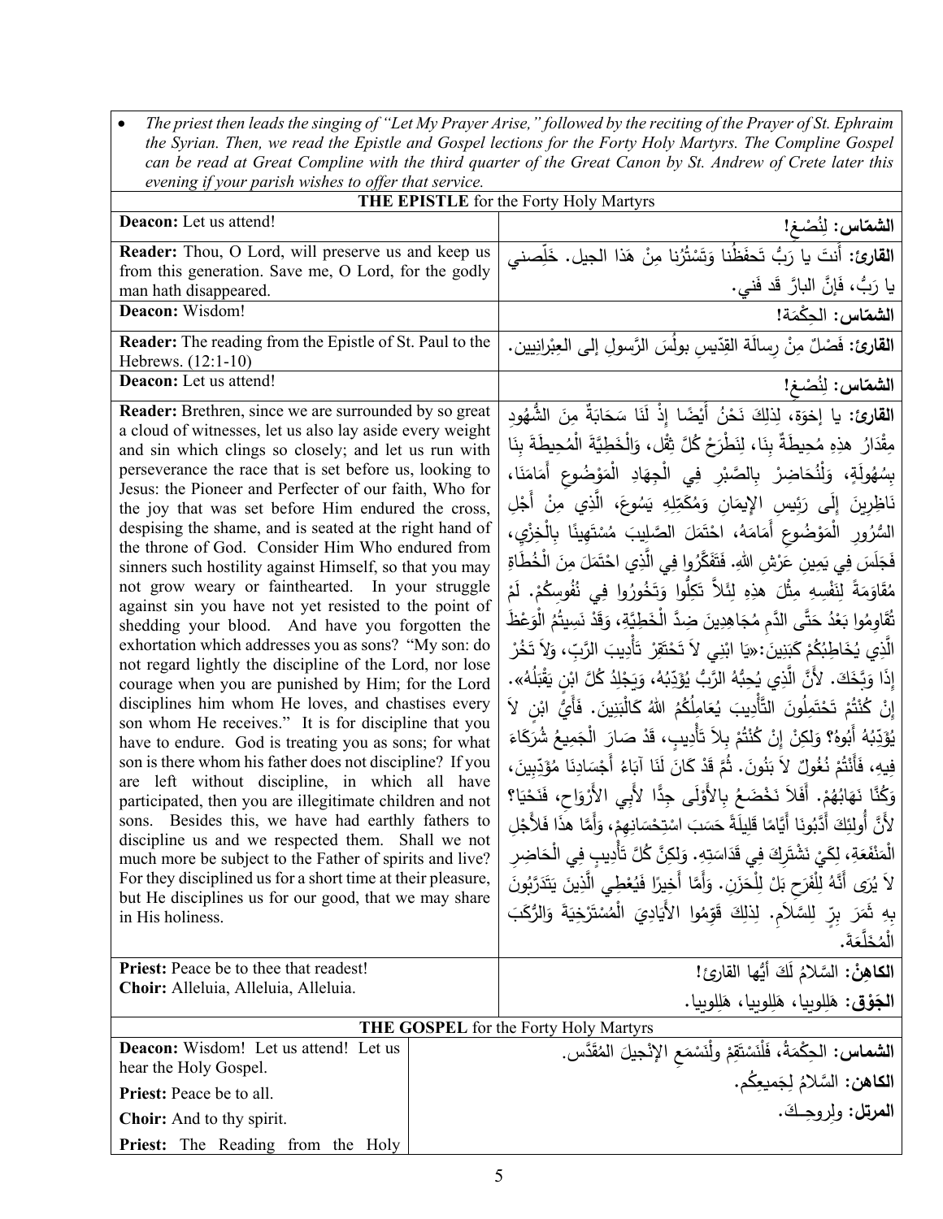- *The priest then leads the singing of "Let My Prayer Arise," followed by the reciting of the Prayer of St. Ephraim the Syrian. Then, we read the Epistle and Gospel lections for the Forty Holy Martyrs. The Compline Gospel can be read at Great Compline with the third quarter of the Great Canon by St. Andrew of Crete later this evening if your parish wishes to offer that service.*

**THE EPISTLE** for the Forty Holy Martyrs

| | |
|---|---|
| **Deacon:** Let us attend! | **الشمّاس: لِنُصْغِ!** |
| **Reader:** Thou, O Lord, will preserve us and keep us from this generation. Save me, O Lord, for the godly man hath disappeared. | **القارئ:** أَنتَ يا رَبُّ تَحفَظُنا وَتَسْتُرُنا مِنْ هَذا الجيل. خَلِّصني يا رَبُّ، فَإِنَّ البارَّ قَد فَني. |
| **Deacon:** Wisdom! | **الشمّاس: الحِكْمَة!** |
| **Reader:** The reading from the Epistle of St. Paul to the Hebrews. (12:1-10) | **القارئ:** فَصْلٌ مِنْ رِسالَة القدّيسِ بولُسَ الرَّسولِ إلى العِبْرانِيين. |
| **Deacon:** Let us attend! | **الشمّاس: لِنُصْغِ!** |
| **Reader:** Brethren, since we are surrounded by so great a cloud of witnesses, let us also lay aside every weight and sin which clings so closely; and let us run with perseverance the race that is set before us, looking to Jesus: the Pioneer and Perfecter of our faith, Who for the joy that was set before Him endured the cross, despising the shame, and is seated at the right hand of the throne of God. Consider Him Who endured from sinners such hostility against Himself, so that you may not grow weary or fainthearted. In your struggle against sin you have not yet resisted to the point of shedding your blood. And have you forgotten the exhortation which addresses you as sons? "My son: do not regard lightly the discipline of the Lord, nor lose courage when you are punished by Him; for the Lord disciplines him whom He loves, and chastises every son whom He receives." It is for discipline that you have to endure. God is treating you as sons; for what son is there whom his father does not discipline? If you are left without discipline, in which all have participated, then you are illegitimate children and not sons. Besides this, we have had earthly fathers to discipline us and we respected them. Shall we not much more be subject to the Father of spirits and live? For they disciplined us for a short time at their pleasure, but He disciplines us for our good, that we may share in His holiness. | **القارئ:** يا إخوَة، لِذلِكَ نَحْنُ أَيْضًا إِذْ لَنَا سَحَابَةٌ مِنَ الشُّهُودِ مِقْدَارُ هذِهِ مُحِيطَةٌ بِنَا، لِنَطْرَحْ كُلَّ ثِقْل، وَالْخَطِيَّةَ الْمُحِيطَةَ بِنَا بِسُهُولَةٍ، وَلْنُحَاضِرْ بِالصَّبْرِ فِي الْجِهَادِ الْمَوْضُوعِ أَمَامَنَا، نَاظِرِينَ إِلَى رَئِيسِ الإِيمَانِ وَمُكَمِّلِهِ يَسُوعَ، الَّذِي مِنْ أَجْلِ السُّرُورِ الْمَوْضُوعِ أَمَامَهُ، احْتَمَلَ الصَّلِيبَ مُسْتَهِينًا بِالْخِزْيِ، فَجَلَسَ فِي يَمِينِ عَرْشِ اللهِ. فَتَفَكَّرُوا فِي الَّذِي احْتَمَلَ مِنَ الْخُطَاةِ مُقَاوَمَةً لِنَفْسِهِ مِثْلَ هذِهِ لِئَلاَّ تَكِلُّوا وَتَخُورُوا فِي نُفُوسِكُمْ. لَمْ تُقَاوِمُوا بَعْدُ حَتَّى الدَّمِ مُجَاهِدِينَ ضِدَّ الْخَطِيَّةِ، وَقَدْ نَسِيتُمُ الْوَعْظَ الَّذِي يُخَاطِبُكُمْ كَبَنِينَ:«يَا ابْنِي لاَ تَحْتَقِرْ تَأْدِيبَ الرَّبِّ، وَلاَ تَخُرْ إِذَا وَبَّخَكَ. لأَنَّ الَّذِي يُحِبُّهُ الرَّبُّ يُؤَدِّبُهُ، وَيَجْلِدُ كُلَّ ابْنٍ يَقْبَلُهُ». إِنْ كُنْتُمْ تَحْتَمِلُونَ التَّأْدِيبَ يُعَامِلُكُمُ اللهُ كَالْبَنِينَ. فَأَيُّ ابْنٍ لاَ يُؤَدِّبُهُ أَبُوهُ؟ وَلكِنْ إِنْ كُنْتُمْ بِلاَ تَأْدِيبٍ، قَدْ صَارَ الْجَمِيعُ شُرَكَاءَ فِيهِ، فَأَنْتُمْ نُغُولٌ لاَ بَنُونَ. ثُمَّ قَدْ كَانَ لَنَا آبَاءُ أَجْسَادِنَا مُؤَدِّبِينَ، وَكُنَّا نَهَابُهُمْ. أَفَلاَ نَخْضَعُ بِالأَوْلَى جِدًّا لأَبِي الأَرْوَاحِ، فَنَحْيَا؟ لأَنَّ أُولئِكَ أَدَّبُونَا أَيَّامًا قَلِيلَةً حَسَبَ اسْتِحْسَانِهِمْ، وَأَمَّا هذَا فَلأَجْلِ الْمَنْفَعَةِ، لِكَيْ نَشْتَرِكَ فِي قَدَاسَتِهِ. وَلكِنَّ كُلَّ تَأْدِيبٍ فِي الْحَاضِرِ لاَ يُرَى أَنَّهُ لِلْفَرَحِ بَلْ لِلْحَزَنِ. وَأَمَّا أَخِيرًا فَيُعْطِي الَّذِينَ يَتَدَرَّبُونَ بِهِ ثَمَرَ بِرٍّ لِلسَّلاَمِ. لِذلِكَ قَوِّمُوا الأَيَادِيَ الْمُسْتَرْخِيَةَ وَالرُّكَبَ الْمُخَلَّعَةَ. |
| **Priest:** Peace be to thee that readest!<br>**Choir:** Alleluia, Alleluia, Alleluia. | **الكاهِنُ:** السَّلامُ لَكَ أيُّها القارئ!<br>**الجَوْق:** هَلِلويِا، هَلِلويِا، هَلِلويِا. |

**THE GOSPEL** for the Forty Holy Martyrs

| | |
|---|---|
| **Deacon:** Wisdom! Let us attend! Let us hear the Holy Gospel. | **الشماس:** الحِكْمَةُ، فَلْنَستَقِمْ ولْنَسْمَعِ الإنْجيلَ المُقَدَّس. |
| **Priest:** Peace be to all. | **الكاهن:** السَّلامُ لِجَميعِكُم. |
| **Choir:** And to thy spirit. | **المرتل:** ولِروحِكَ. |
| **Priest:** The Reading from the Holy | |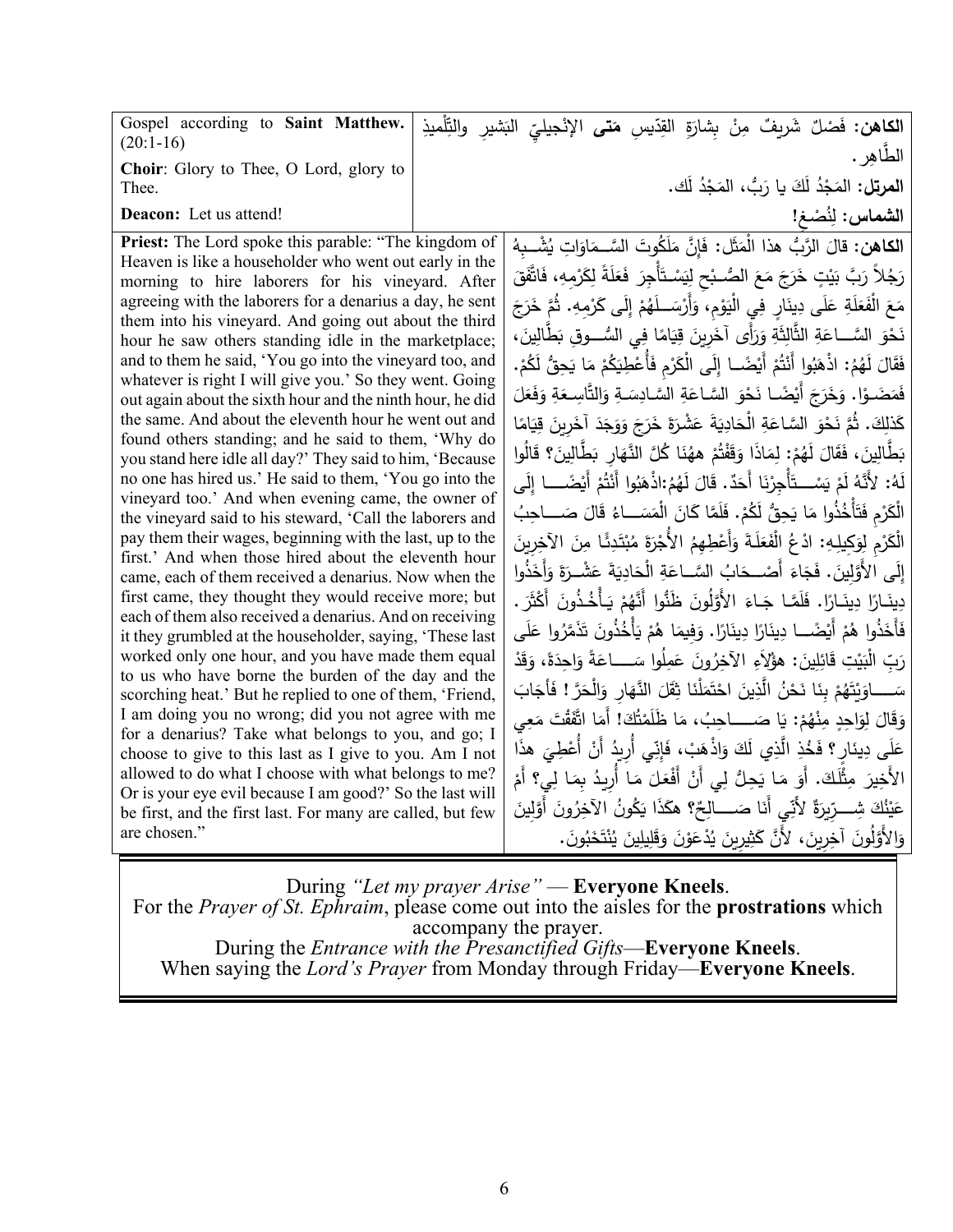| | |
|---|---|
| Gospel according to **Saint Matthew.** (20:1-16) | **الكاهن:** فَصْلٌ شَريفٌ مِنْ بِشارَةِ القِدّيسِ **مَتى** الإنْجيليّ البَشيرِ والتِّلْميذِ الطَّاهِر. |
| **Choir**: Glory to Thee, O Lord, glory to Thee. | **المرتل:** المَجْدُ لَكَ يا رَبُّ، المَجْدُ لَك. |
| **Deacon:** Let us attend! | **الشماس: لِنُصْغ!** |
| **Priest:** The Lord spoke this parable: "The kingdom of Heaven is like a householder who went out early in the morning to hire laborers for his vineyard. After agreeing with the laborers for a denarius a day, he sent them into his vineyard. And going out about the third hour he saw others standing idle in the marketplace; and to them he said, 'You go into the vineyard too, and whatever is right I will give you.' So they went. Going out again about the sixth hour and the ninth hour, he did the same. And about the eleventh hour he went out and found others standing; and he said to them, 'Why do you stand here idle all day?' They said to him, 'Because no one has hired us.' He said to them, 'You go into the vineyard too.' And when evening came, the owner of the vineyard said to his steward, 'Call the laborers and pay them their wages, beginning with the last, up to the first.' And when those hired about the eleventh hour came, each of them received a denarius. Now when the first came, they thought they would receive more; but each of them also received a denarius. And on receiving it they grumbled at the householder, saying, 'These last worked only one hour, and you have made them equal to us who have borne the burden of the day and the scorching heat.' But he replied to one of them, 'Friend, I am doing you no wrong; did you not agree with me for a denarius? Take what belongs to you, and go; I choose to give to this last as I give to you. Am I not allowed to do what I choose with what belongs to me? Or is your eye evil because I am good?' So the last will be first, and the first last. For many are called, but few are chosen." | **الكاهن:** قالَ الرَّبُّ هذا الْمَثَل: فَإنَّ مَلَكُوتَ السَّماوَاتِ يُشْبِهُ رَجُلاً رَبَّ بَيْتٍ خَرَجَ مَعَ الصُّبْحِ لِيَسْتَأْجِرَ فَعَلَةً لِكَرْمِهِ، فَاتَّفَقَ مَعَ الْفَعَلَةِ عَلَى دِينَارٍ فِي الْيَوْمِ، وَأَرْسَلَهُمْ إِلَى كَرْمِهِ. ثُمَّ خَرَجَ نَحْوَ السَّاعَةِ الثَّالِثَةِ وَرَأَى آخَرِينَ قِيَامًا فِي السُّوقِ بَطَّالِينَ، فَقَالَ لَهُمُ: اذْهَبُوا أَنْتُمْ أَيْضًا إِلَى الْكَرْمِ فَأُعْطِيَكُمْ مَا يَحِقُّ لَكُمْ. فَمَضَوْا. وَخَرَجَ أَيْضًا نَحْوَ السَّاعَةِ السَّادِسَةِ وَالتَّاسِعَةِ وَفَعَلَ كَذلِكَ. ثُمَّ نَحْوَ السَّاعَةِ الْحَادِيَةَ عَشْرَةَ خَرَجَ وَوَجَدَ آخَرِينَ قِيَامًا بَطَّالِينَ، فَقَالَ لَهُمْ: لِمَاذَا وَقَفْتُمْ ههُنَا كُلَّ النَّهَارِ بَطَّالِينَ؟ قَالُوا لَهُ: لأَنَّهُ لَمْ يَسْتَأْجِرْنَا أَحَدٌ. قَالَ لَهُمُ:اذْهَبُوا أَنْتُمْ أَيْضًا إِلَى الْكَرْمِ فَتَأْخُذُوا مَا يَحِقُّ لَكُمْ. فَلَمَّا كَانَ الْمَسَاءُ قَالَ صَاحِبُ الْكَرْمِ لِوَكِيلِهِ: ادْعُ الْفَعَلَةَ وَأَعْطِهِمُ الأُجْرَةَ مُبْتَدِئًا مِنَ الآخِرِينَ إِلَى الأَوَّلِينَ. فَجَاءَ أَصْحَابُ السَّاعَةِ الْحَادِيَةَ عَشْرَةَ وَأَخَذُوا دِينَارًا دِينَارًا. فَلَمَّا جَاءَ الأَوَّلُونَ ظَنُّوا أَنَّهُمْ يَأْخُذُونَ أَكْثَرَ. فَأَخَذُوا هُمْ أَيْضًا دِينَارًا دِينَارًا. وَفِيمَا هُمْ يَأْخُذُونَ تَذَمَّرُوا عَلَى رَبِّ الْبَيْتِ قَائِلِينَ: هؤُلاَءِ الآخِرُونَ عَمِلُوا سَاعَةً وَاحِدَةً، وَقَدْ سَاوَيْتَهُمْ بِنَا نَحْنُ الَّذِينَ احْتَمَلْنَا ثِقَلَ النَّهَارِ وَالْحَرَّ! فَأَجَابَ وَقَالَ لِوَاحِدٍ مِنْهُمْ: يَا صَاحِبُ، مَا ظَلَمْتُكَ! أَمَا اتَّفَقْتَ مَعِي عَلَى دِينَارٍ؟ فَخُذِ الَّذِي لَكَ وَاذْهَبْ، فَإِنِّي أُرِيدُ أَنْ أُعْطِيَ هذَا الأَخِيرَ مِثْلَكَ. أَوَ مَا يَحِلُّ لِي أَنْ أَفْعَلَ مَا أُرِيدُ بِمَا لِي؟ أَمْ عَيْنُكَ شِرِّيرَةٌ لأَنِّي أَنَا صَالِحٌ؟ هكَذَا يَكُونُ الآخِرُونَ أَوَّلِينَ وَالأَوَّلُونَ آخِرِينَ، لأَنَّ كَثِيرِينَ يُدْعَوْنَ وَقَلِيلِينَ يُنْتَخَبُونَ. |

During *"Let my prayer Arise"* — **Everyone Kneels**.
For the *Prayer of St. Ephraim*, please come out into the aisles for the **prostrations** which accompany the prayer.
During the *Entrance with the Presanctified Gifts*—**Everyone Kneels**.
When saying the *Lord's Prayer* from Monday through Friday—**Everyone Kneels**.